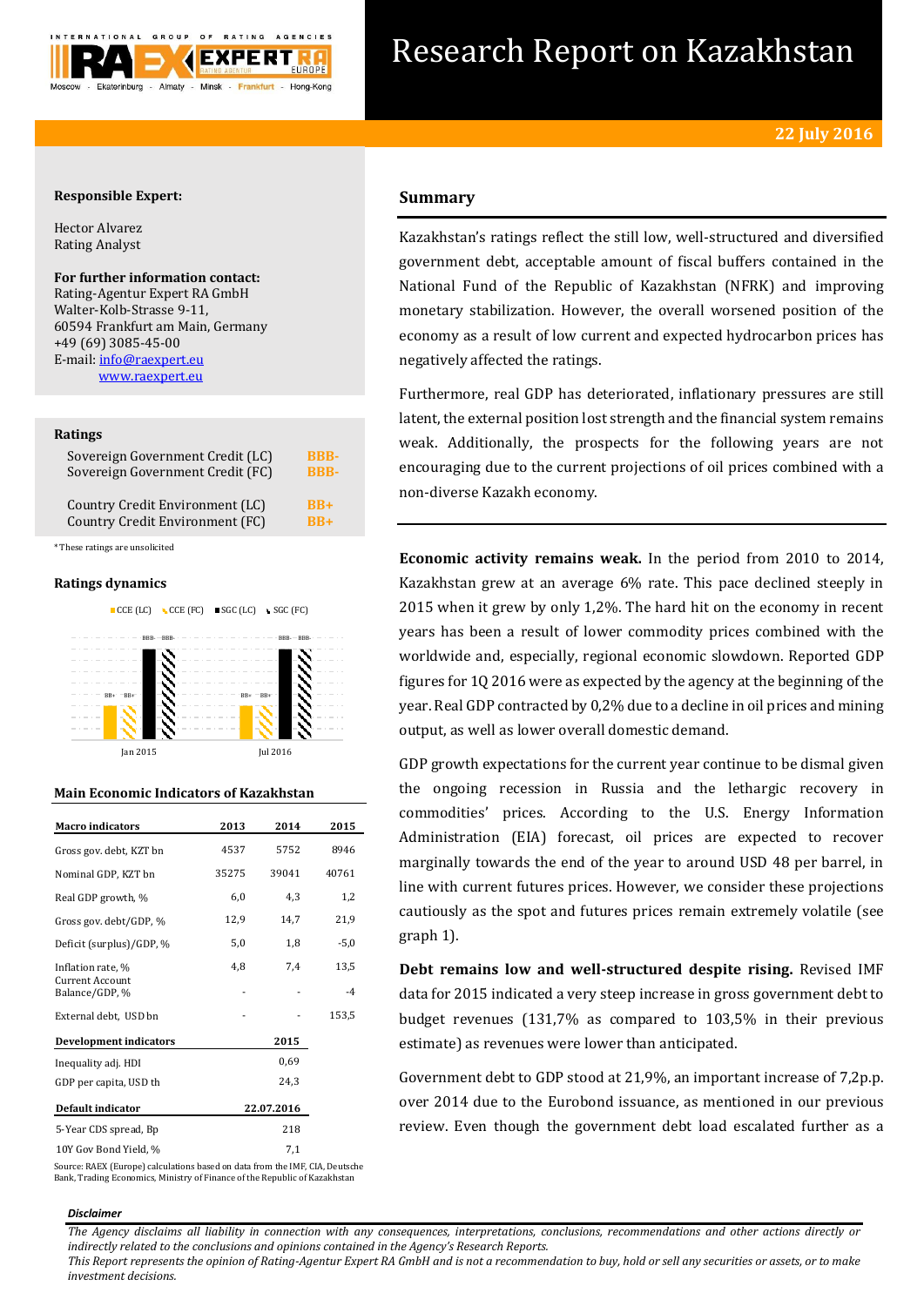# Research Report on Kazakhstan

**22 July 2016**

**Responsible Expert:**

Hector Alvarez
Rating Analyst

**For further information contact:**
Rating-Agentur Expert RA GmbH
Walter-Kolb-Strasse 9-11,
60594 Frankfurt am Main, Germany
+49 (69) 3085-45-00
E-mail: info@raexpert.eu
www.raexpert.eu

## Ratings

| | |
|---|---|
| Sovereign Government Credit (LC) | BBB- |
| Sovereign Government Credit (FC) | BBB- |
| Country Credit Environment (LC) | BB+ |
| Country Credit Environment (FC) | BB+ |

*These ratings are unsolicited

## Ratings dynamics

CCE (LC) | CCE (FC) | SGC (LC) | SGC (FC)

| | CCE (LC) | CCE (FC) | SGC (LC) | SGC (FC) |
|---|---|---|---|---|
| Jan 2015 | BB+ | BB+ | BBB- | BBB- |
| Jul 2016 | BB+ | BB+ | BBB- | BBB- |

## Main Economic Indicators of Kazakhstan

| Macro indicators | 2013 | 2014 | 2015 |
|---|---|---|---|
| Gross gov. debt, KZT bn | 4537 | 5752 | 8946 |
| Nominal GDP, KZT bn | 35275 | 39041 | 40761 |
| Real GDP growth, % | 6,0 | 4,3 | 1,2 |
| Gross gov. debt/GDP, % | 12,9 | 14,7 | 21,9 |
| Deficit (surplus)/GDP, % | 5,0 | 1,8 | -5,0 |
| Inflation rate, % | 4,8 | 7,4 | 13,5 |
| Current Account Balance/GDP, % | - | - | -4 |
| External debt, USD bn | - | - | 153,5 |
| **Development indicators** | | **2015** | |
| Inequality adj. HDI | | 0,69 | |
| GDP per capita, USD th | | 24,3 | |
| **Default indicator** | | **22.07.2016** | |
| 5-Year CDS spread, Bp | | 218 | |
| 10Y Gov Bond Yield, % | | 7,1 | |

Source: RAEX (Europe) calculations based on data from the IMF, CIA, Deutsche Bank, Trading Economics, Ministry of Finance of the Republic of Kazakhstan

## Summary

Kazakhstan's ratings reflect the still low, well-structured and diversified government debt, acceptable amount of fiscal buffers contained in the National Fund of the Republic of Kazakhstan (NFRK) and improving monetary stabilization. However, the overall worsened position of the economy as a result of low current and expected hydrocarbon prices has negatively affected the ratings.

Furthermore, real GDP has deteriorated, inflationary pressures are still latent, the external position lost strength and the financial system remains weak. Additionally, the prospects for the following years are not encouraging due to the current projections of oil prices combined with a non-diverse Kazakh economy.

**Economic activity remains weak.** In the period from 2010 to 2014, Kazakhstan grew at an average 6% rate. This pace declined steeply in 2015 when it grew by only 1,2%. The hard hit on the economy in recent years has been a result of lower commodity prices combined with the worldwide and, especially, regional economic slowdown. Reported GDP figures for 1Q 2016 were as expected by the agency at the beginning of the year. Real GDP contracted by 0,2% due to a decline in oil prices and mining output, as well as lower overall domestic demand.

GDP growth expectations for the current year continue to be dismal given the ongoing recession in Russia and the lethargic recovery in commodities' prices. According to the U.S. Energy Information Administration (EIA) forecast, oil prices are expected to recover marginally towards the end of the year to around USD 48 per barrel, in line with current futures prices. However, we consider these projections cautiously as the spot and futures prices remain extremely volatile (see graph 1).

**Debt remains low and well-structured despite rising.** Revised IMF data for 2015 indicated a very steep increase in gross government debt to budget revenues (131,7% as compared to 103,5% in their previous estimate) as revenues were lower than anticipated.

Government debt to GDP stood at 21,9%, an important increase of 7,2p.p. over 2014 due to the Eurobond issuance, as mentioned in our previous review. Even though the government debt load escalated further as a

***Disclaimer***

*The Agency disclaims all liability in connection with any consequences, interpretations, conclusions, recommendations and other actions directly or indirectly related to the conclusions and opinions contained in the Agency's Research Reports.*
*This Report represents the opinion of Rating-Agentur Expert RA GmbH and is not a recommendation to buy, hold or sell any securities or assets, or to make investment decisions.*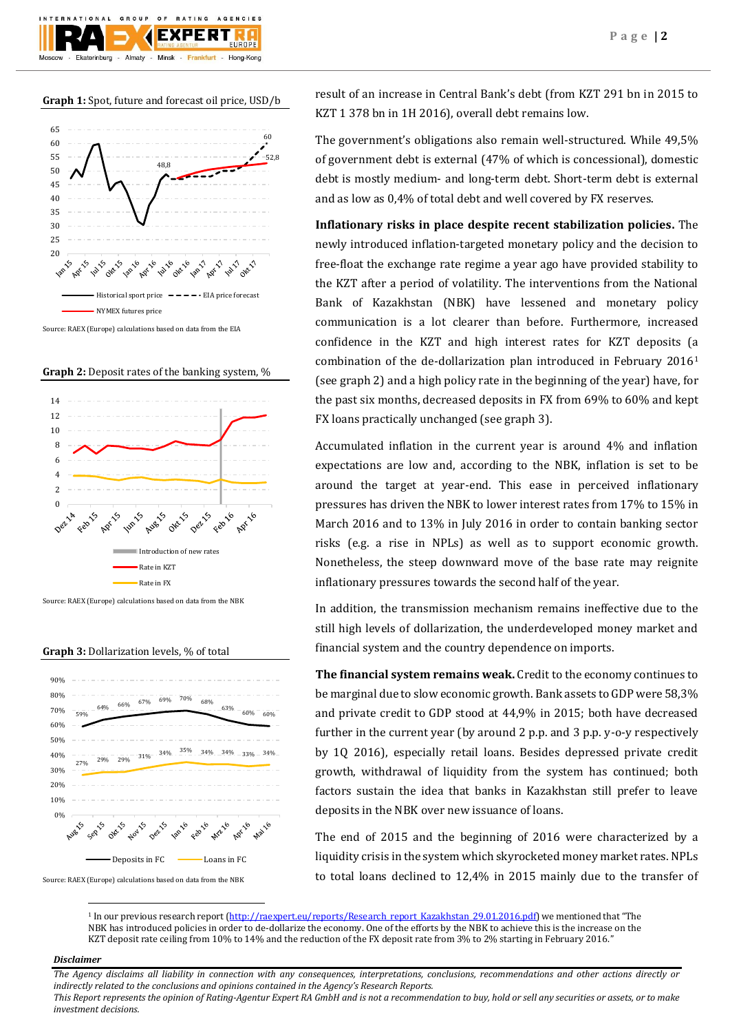**Graph 1:** Spot, future and forecast oil price, USD/b

Source: RAEX (Europe) calculations based on data from the EIA

**Graph 2:** Deposit rates of the banking system, %

Source: RAEX (Europe) calculations based on data from the NBK

**Graph 3:** Dollarization levels, % of total

Source: RAEX (Europe) calculations based on data from the NBK

result of an increase in Central Bank's debt (from KZT 291 bn in 2015 to KZT 1 378 bn in 1H 2016), overall debt remains low.

The government's obligations also remain well-structured. While 49,5% of government debt is external (47% of which is concessional), domestic debt is mostly medium- and long-term debt. Short-term debt is external and as low as 0,4% of total debt and well covered by FX reserves.

**Inflationary risks in place despite recent stabilization policies.** The newly introduced inflation-targeted monetary policy and the decision to free-float the exchange rate regime a year ago have provided stability to the KZT after a period of volatility. The interventions from the National Bank of Kazakhstan (NBK) have lessened and monetary policy communication is a lot clearer than before. Furthermore, increased confidence in the KZT and high interest rates for KZT deposits (a combination of the de-dollarization plan introduced in February 2016[1] (see graph 2) and a high policy rate in the beginning of the year) have, for the past six months, decreased deposits in FX from 69% to 60% and kept FX loans practically unchanged (see graph 3).

Accumulated inflation in the current year is around 4% and inflation expectations are low and, according to the NBK, inflation is set to be around the target at year-end. This ease in perceived inflationary pressures has driven the NBK to lower interest rates from 17% to 15% in March 2016 and to 13% in July 2016 in order to contain banking sector risks (e.g. a rise in NPLs) as well as to support economic growth. Nonetheless, the steep downward move of the base rate may reignite inflationary pressures towards the second half of the year.

In addition, the transmission mechanism remains ineffective due to the still high levels of dollarization, the underdeveloped money market and financial system and the country dependence on imports.

**The financial system remains weak.** Credit to the economy continues to be marginal due to slow economic growth. Bank assets to GDP were 58,3% and private credit to GDP stood at 44,9% in 2015; both have decreased further in the current year (by around 2 p.p. and 3 p.p. y-o-y respectively by 1Q 2016), especially retail loans. Besides depressed private credit growth, withdrawal of liquidity from the system has continued; both factors sustain the idea that banks in Kazakhstan still prefer to leave deposits in the NBK over new issuance of loans.

The end of 2015 and the beginning of 2016 were characterized by a liquidity crisis in the system which skyrocketed money market rates. NPLs to total loans declined to 12,4% in 2015 mainly due to the transfer of

---

[1] In our previous research report (http://raexpert.eu/reports/Research_report_Kazakhstan_29.01.2016.pdf) we mentioned that "The NBK has introduced policies in order to de-dollarize the economy. One of the efforts by the NBK to achieve this is the increase on the KZT deposit rate ceiling from 10% to 14% and the reduction of the FX deposit rate from 3% to 2% starting in February 2016."

***Disclaimer***

*The Agency disclaims all liability in connection with any consequences, interpretations, conclusions, recommendations and other actions directly or indirectly related to the conclusions and opinions contained in the Agency's Research Reports.*
*This Report represents the opinion of Rating-Agentur Expert RA GmbH and is not a recommendation to buy, hold or sell any securities or assets, or to make investment decisions.*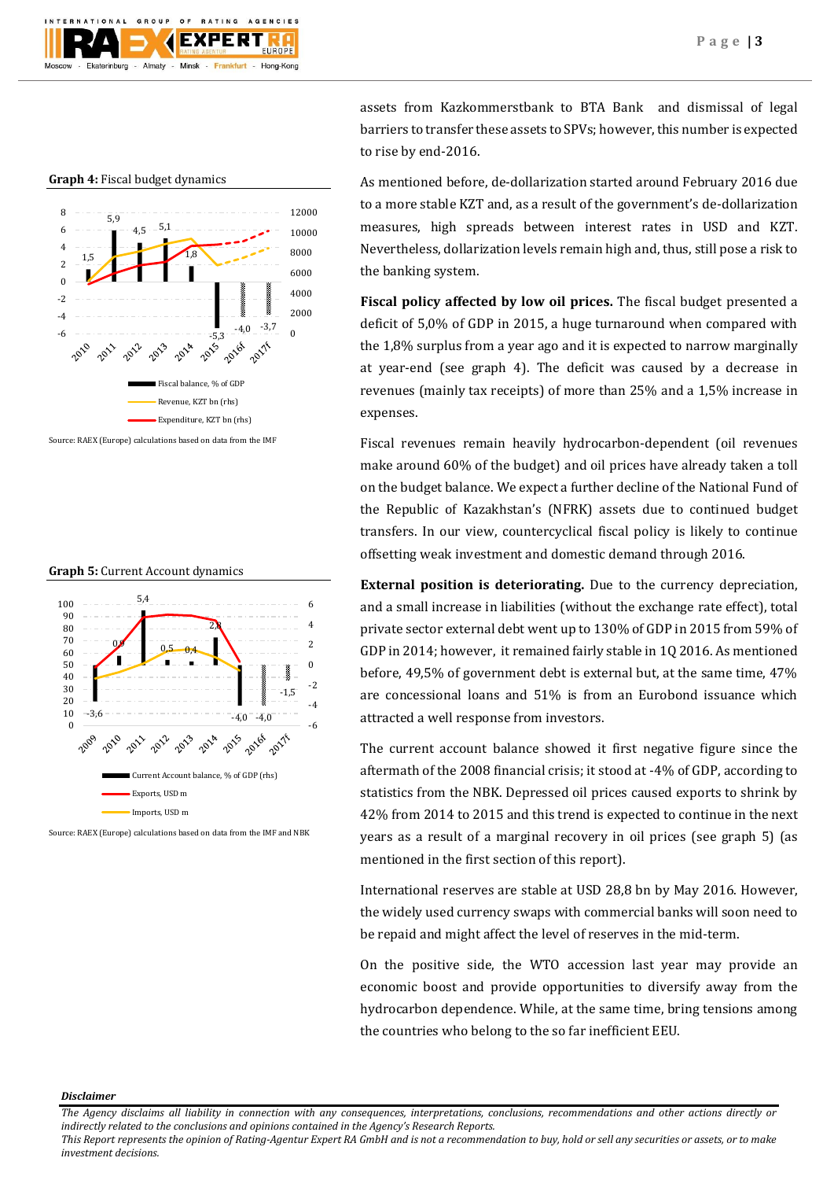**Graph 4:** Fiscal budget dynamics

Source: RAEX (Europe) calculations based on data from the IMF

**Graph 5:** Current Account dynamics

Source: RAEX (Europe) calculations based on data from the IMF and NBK

assets from Kazkommerstbank to BTA Bank and dismissal of legal barriers to transfer these assets to SPVs; however, this number is expected to rise by end-2016.

As mentioned before, de-dollarization started around February 2016 due to a more stable KZT and, as a result of the government's de-dollarization measures, high spreads between interest rates in USD and KZT. Nevertheless, dollarization levels remain high and, thus, still pose a risk to the banking system.

**Fiscal policy affected by low oil prices.** The fiscal budget presented a deficit of 5,0% of GDP in 2015, a huge turnaround when compared with the 1,8% surplus from a year ago and it is expected to narrow marginally at year-end (see graph 4). The deficit was caused by a decrease in revenues (mainly tax receipts) of more than 25% and a 1,5% increase in expenses.

Fiscal revenues remain heavily hydrocarbon-dependent (oil revenues make around 60% of the budget) and oil prices have already taken a toll on the budget balance. We expect a further decline of the National Fund of the Republic of Kazakhstan's (NFRK) assets due to continued budget transfers. In our view, countercyclical fiscal policy is likely to continue offsetting weak investment and domestic demand through 2016.

**External position is deteriorating.** Due to the currency depreciation, and a small increase in liabilities (without the exchange rate effect), total private sector external debt went up to 130% of GDP in 2015 from 59% of GDP in 2014; however, it remained fairly stable in 1Q 2016. As mentioned before, 49,5% of government debt is external but, at the same time, 47% are concessional loans and 51% is from an Eurobond issuance which attracted a well response from investors.

The current account balance showed it first negative figure since the aftermath of the 2008 financial crisis; it stood at -4% of GDP, according to statistics from the NBK. Depressed oil prices caused exports to shrink by 42% from 2014 to 2015 and this trend is expected to continue in the next years as a result of a marginal recovery in oil prices (see graph 5) (as mentioned in the first section of this report).

International reserves are stable at USD 28,8 bn by May 2016. However, the widely used currency swaps with commercial banks will soon need to be repaid and might affect the level of reserves in the mid-term.

On the positive side, the WTO accession last year may provide an economic boost and provide opportunities to diversify away from the hydrocarbon dependence. While, at the same time, bring tensions among the countries who belong to the so far inefficient EEU.

***Disclaimer***

*The Agency disclaims all liability in connection with any consequences, interpretations, conclusions, recommendations and other actions directly or indirectly related to the conclusions and opinions contained in the Agency's Research Reports.*
*This Report represents the opinion of Rating-Agentur Expert RA GmbH and is not a recommendation to buy, hold or sell any securities or assets, or to make investment decisions.*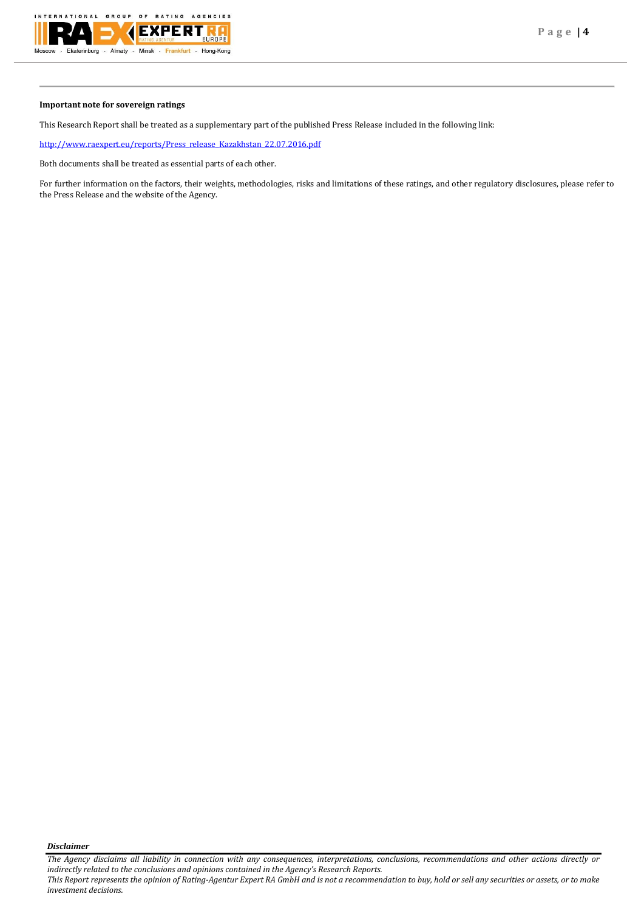**Important note for sovereign ratings**

This Research Report shall be treated as a supplementary part of the published Press Release included in the following link:

[http://www.raexpert.eu/reports/Press_release_Kazakhstan_22.07.2016.pdf](http://www.raexpert.eu/reports/Press_release_Kazakhstan_22.07.2016.pdf)

Both documents shall be treated as essential parts of each other.

For further information on the factors, their weights, methodologies, risks and limitations of these ratings, and other regulatory disclosures, please refer to the Press Release and the website of the Agency.

***Disclaimer***

*The Agency disclaims all liability in connection with any consequences, interpretations, conclusions, recommendations and other actions directly or indirectly related to the conclusions and opinions contained in the Agency's Research Reports.*

*This Report represents the opinion of Rating-Agentur Expert RA GmbH and is not a recommendation to buy, hold or sell any securities or assets, or to make investment decisions.*